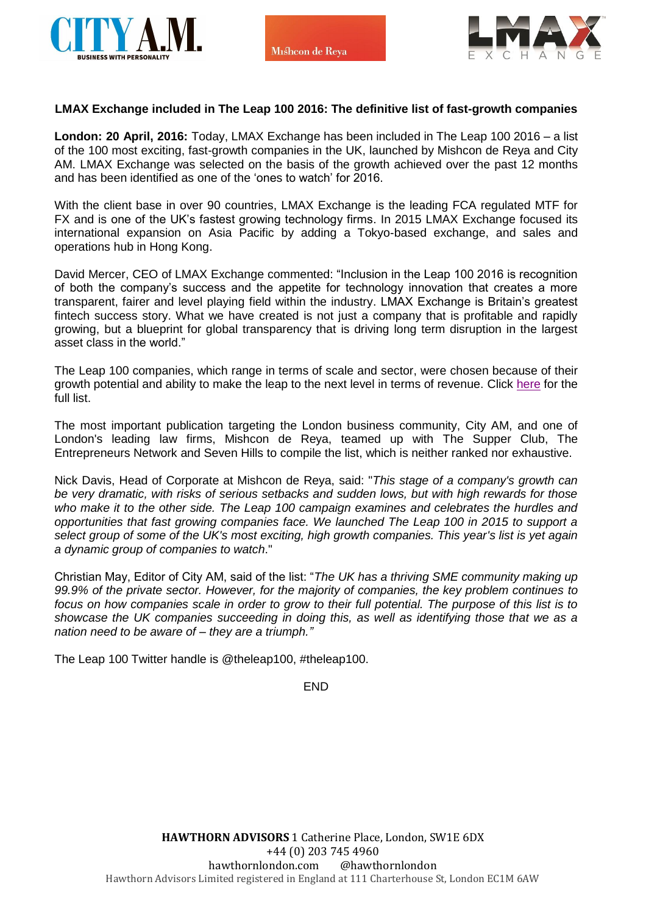**LMAX Exchange included in The Leap 100 2016: The definitive list of fast-growth companies**

**London: 20 April, 2016:** Today, LMAX Exchange has been included in The Leap 100 2016 – a list of the 100 most exciting, fast-growth companies in the UK, launched by Mishcon de Reya and City AM. LMAX Exchange was selected on the basis of the growth achieved over the past 12 months and has been identified as one of the 'ones to watch' for 2016.

With the client base in over 90 countries, LMAX Exchange is the leading FCA regulated MTF for FX and is one of the UK's fastest growing technology firms. In 2015 LMAX Exchange focused its international expansion on Asia Pacific by adding a Tokyo-based exchange, and sales and operations hub in Hong Kong.

David Mercer, CEO of LMAX Exchange commented: "Inclusion in the Leap 100 2016 is recognition of both the company's success and the appetite for technology innovation that creates a more transparent, fairer and level playing field within the industry. LMAX Exchange is Britain's greatest fintech success story. What we have created is not just a company that is profitable and rapidly growing, but a blueprint for global transparency that is driving long term disruption in the largest asset class in the world."

The Leap 100 companies, which range in terms of scale and sector, were chosen because of their growth potential and ability to make the leap to the next level in terms of revenue. Click here for the full list.

The most important publication targeting the London business community, City AM, and one of London's leading law firms, Mishcon de Reya, teamed up with The Supper Club, The Entrepreneurs Network and Seven Hills to compile the list, which is neither ranked nor exhaustive.

Nick Davis, Head of Corporate at Mishcon de Reya, said: "*This stage of a company's growth can be very dramatic, with risks of serious setbacks and sudden lows, but with high rewards for those who make it to the other side. The Leap 100 campaign examines and celebrates the hurdles and opportunities that fast growing companies face. We launched The Leap 100 in 2015 to support a select group of some of the UK's most exciting, high growth companies. This year's list is yet again a dynamic group of companies to watch*."

Christian May, Editor of City AM, said of the list: "*The UK has a thriving SME community making up 99.9% of the private sector. However, for the majority of companies, the key problem continues to focus on how companies scale in order to grow to their full potential. The purpose of this list is to showcase the UK companies succeeding in doing this, as well as identifying those that we as a nation need to be aware of – they are a triumph."*

The Leap 100 Twitter handle is @theleap100, #theleap100.

END

**HAWTHORN ADVISORS** 1 Catherine Place, London, SW1E 6DX
+44 (0) 203 745 4960
hawthornlondon.com @hawthornlondon
Hawthorn Advisors Limited registered in England at 111 Charterhouse St, London EC1M 6AW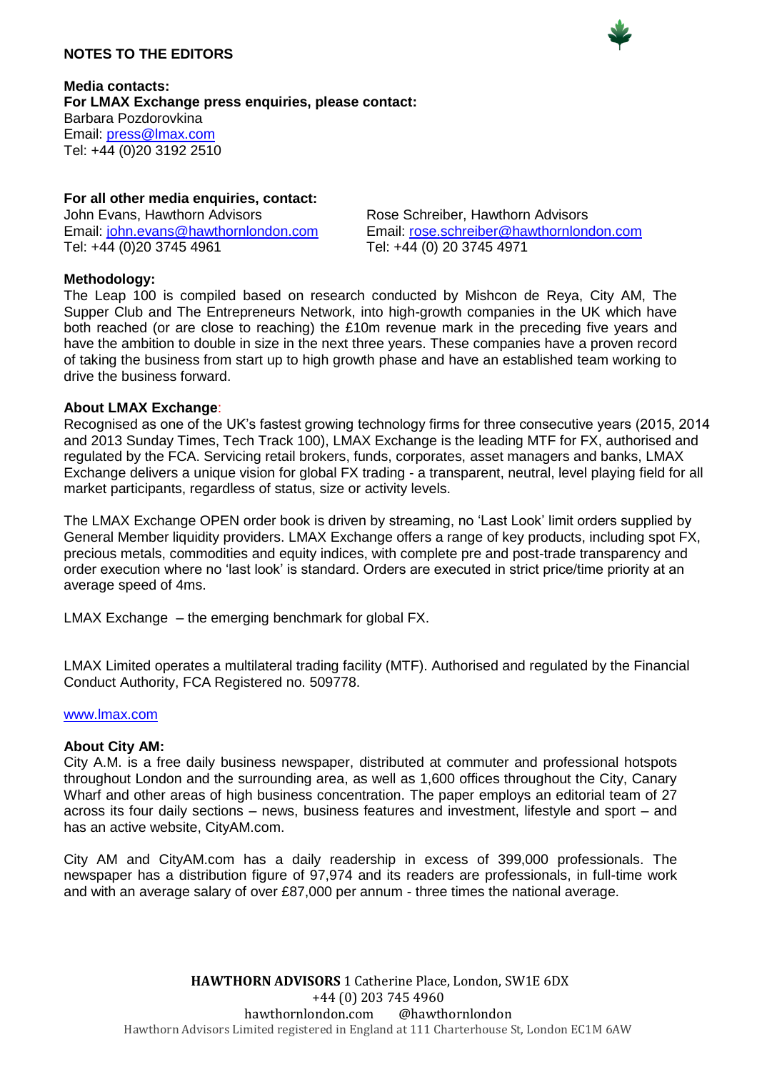## NOTES TO THE EDITORS

**Media contacts:**
**For LMAX Exchange press enquiries, please contact:**
Barbara Pozdorovkina
Email: press@lmax.com
Tel: +44 (0)20 3192 2510

**For all other media enquiries, contact:**

John Evans, Hawthorn Advisors
Email: john.evans@hawthornlondon.com
Tel: +44 (0)20 3745 4961

Rose Schreiber, Hawthorn Advisors
Email: rose.schreiber@hawthornlondon.com
Tel: +44 (0) 20 3745 4971

**Methodology:**
The Leap 100 is compiled based on research conducted by Mishcon de Reya, City AM, The Supper Club and The Entrepreneurs Network, into high-growth companies in the UK which have both reached (or are close to reaching) the £10m revenue mark in the preceding five years and have the ambition to double in size in the next three years. These companies have a proven record of taking the business from start up to high growth phase and have an established team working to drive the business forward.

**About LMAX Exchange**:
Recognised as one of the UK's fastest growing technology firms for three consecutive years (2015, 2014 and 2013 Sunday Times, Tech Track 100), LMAX Exchange is the leading MTF for FX, authorised and regulated by the FCA. Servicing retail brokers, funds, corporates, asset managers and banks, LMAX Exchange delivers a unique vision for global FX trading - a transparent, neutral, level playing field for all market participants, regardless of status, size or activity levels.

The LMAX Exchange OPEN order book is driven by streaming, no 'Last Look' limit orders supplied by General Member liquidity providers. LMAX Exchange offers a range of key products, including spot FX, precious metals, commodities and equity indices, with complete pre and post-trade transparency and order execution where no 'last look' is standard. Orders are executed in strict price/time priority at an average speed of 4ms.

LMAX Exchange – the emerging benchmark for global FX.

LMAX Limited operates a multilateral trading facility (MTF). Authorised and regulated by the Financial Conduct Authority, FCA Registered no. 509778.

www.lmax.com

**About City AM:**
City A.M. is a free daily business newspaper, distributed at commuter and professional hotspots throughout London and the surrounding area, as well as 1,600 offices throughout the City, Canary Wharf and other areas of high business concentration. The paper employs an editorial team of 27 across its four daily sections – news, business features and investment, lifestyle and sport – and has an active website, CityAM.com.

City AM and CityAM.com has a daily readership in excess of 399,000 professionals. The newspaper has a distribution figure of 97,974 and its readers are professionals, in full-time work and with an average salary of over £87,000 per annum - three times the national average.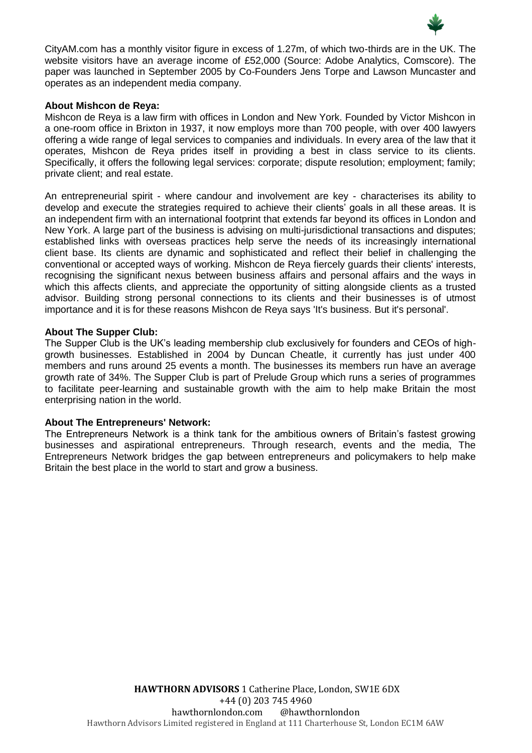CityAM.com has a monthly visitor figure in excess of 1.27m, of which two-thirds are in the UK. The website visitors have an average income of £52,000 (Source: Adobe Analytics, Comscore). The paper was launched in September 2005 by Co-Founders Jens Torpe and Lawson Muncaster and operates as an independent media company.

**About Mishcon de Reya:**

Mishcon de Reya is a law firm with offices in London and New York. Founded by Victor Mishcon in a one-room office in Brixton in 1937, it now employs more than 700 people, with over 400 lawyers offering a wide range of legal services to companies and individuals. In every area of the law that it operates, Mishcon de Reya prides itself in providing a best in class service to its clients. Specifically, it offers the following legal services: corporate; dispute resolution; employment; family; private client; and real estate.

An entrepreneurial spirit - where candour and involvement are key - characterises its ability to develop and execute the strategies required to achieve their clients' goals in all these areas. It is an independent firm with an international footprint that extends far beyond its offices in London and New York. A large part of the business is advising on multi-jurisdictional transactions and disputes; established links with overseas practices help serve the needs of its increasingly international client base. Its clients are dynamic and sophisticated and reflect their belief in challenging the conventional or accepted ways of working. Mishcon de Reya fiercely guards their clients' interests, recognising the significant nexus between business affairs and personal affairs and the ways in which this affects clients, and appreciate the opportunity of sitting alongside clients as a trusted advisor. Building strong personal connections to its clients and their businesses is of utmost importance and it is for these reasons Mishcon de Reya says 'It's business. But it's personal'.

**About The Supper Club:**

The Supper Club is the UK's leading membership club exclusively for founders and CEOs of high-growth businesses. Established in 2004 by Duncan Cheatle, it currently has just under 400 members and runs around 25 events a month. The businesses its members run have an average growth rate of 34%. The Supper Club is part of Prelude Group which runs a series of programmes to facilitate peer-learning and sustainable growth with the aim to help make Britain the most enterprising nation in the world.

**About The Entrepreneurs' Network:**

The Entrepreneurs Network is a think tank for the ambitious owners of Britain's fastest growing businesses and aspirational entrepreneurs. Through research, events and the media, The Entrepreneurs Network bridges the gap between entrepreneurs and policymakers to help make Britain the best place in the world to start and grow a business.

**HAWTHORN ADVISORS** 1 Catherine Place, London, SW1E 6DX
+44 (0) 203 745 4960
hawthornlondon.com @hawthornlondon
Hawthorn Advisors Limited registered in England at 111 Charterhouse St, London EC1M 6AW